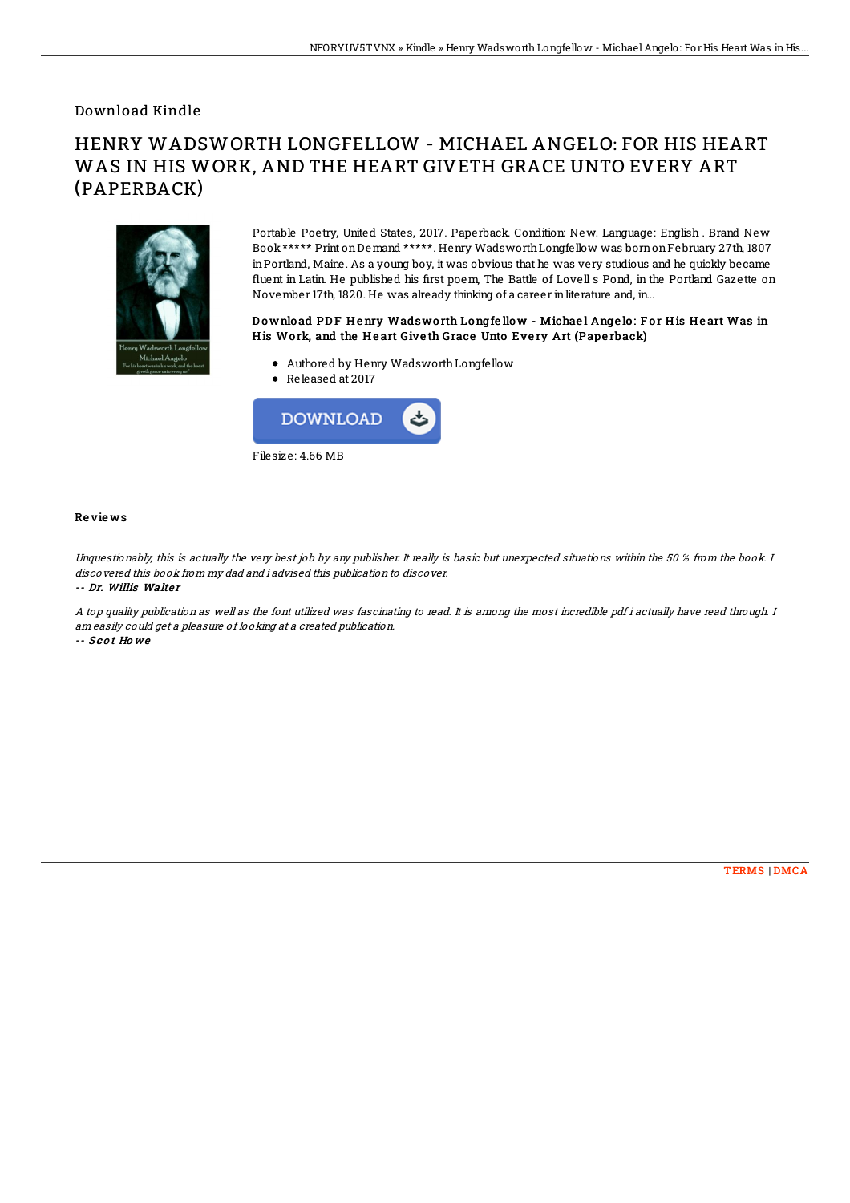Download Kindle

# HENRY WADSWORTH LONGFELLOW - MICHAEL ANGELO: FOR HIS HEART WAS IN HIS WORK, AND THE HEART GIVETH GRACE UNTO EVERY ART (PAPERBACK)

Portable Poetry, United States, 2017. Paperback. Condition: New. Language: English . Brand New Book ***** Print on Demand *****. Henry Wadsworth Longfellow was born on February 27th, 1807 in Portland, Maine. As a young boy, it was obvious that he was very studious and he quickly became fluent in Latin. He published his first poem, The Battle of Lovell s Pond, in the Portland Gazette on November 17th, 1820. He was already thinking of a career in literature and, in...

### Download PDF Henry Wadsworth Longfellow - Michael Angelo: For His Heart Was in His Work, and the Heart Giveth Grace Unto Every Art (Paperback)

- Authored by Henry Wadsworth Longfellow
- Released at 2017

DOWNLOAD

Filesize: 4.66 MB

## Reviews

*Unquestionably, this is actually the very best job by any publisher. It really is basic but unexpected situations within the 50 % from the book. I discovered this book from my dad and i advised this publication to discover.*

-- *Dr. Willis Walter*

*A top quality publication as well as the font utilized was fascinating to read. It is among the most incredible pdf i actually have read through. I am easily could get a pleasure of looking at a created publication.*

-- *Scot Howe*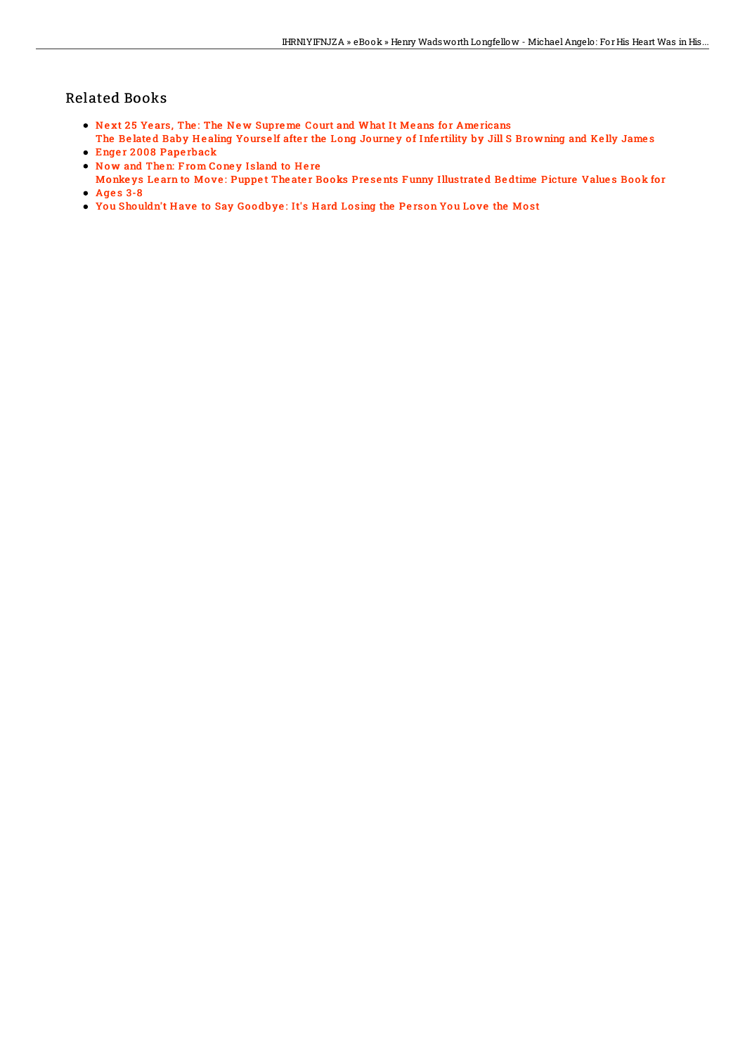## Related Books

- Next 25 Years, The: The New Supreme Court and What It Means for Americans
  The Belated Baby Healing Yourself after the Long Journey of Infertility by Jill S Browning and Kelly James
- Enger 2008 Paperback
- Now and Then: From Coney Island to Here
  Monkeys Learn to Move: Puppet Theater Books Presents Funny Illustrated Bedtime Picture Values Book for
- Ages 3-8
- You Shouldn't Have to Say Goodbye: It's Hard Losing the Person You Love the Most